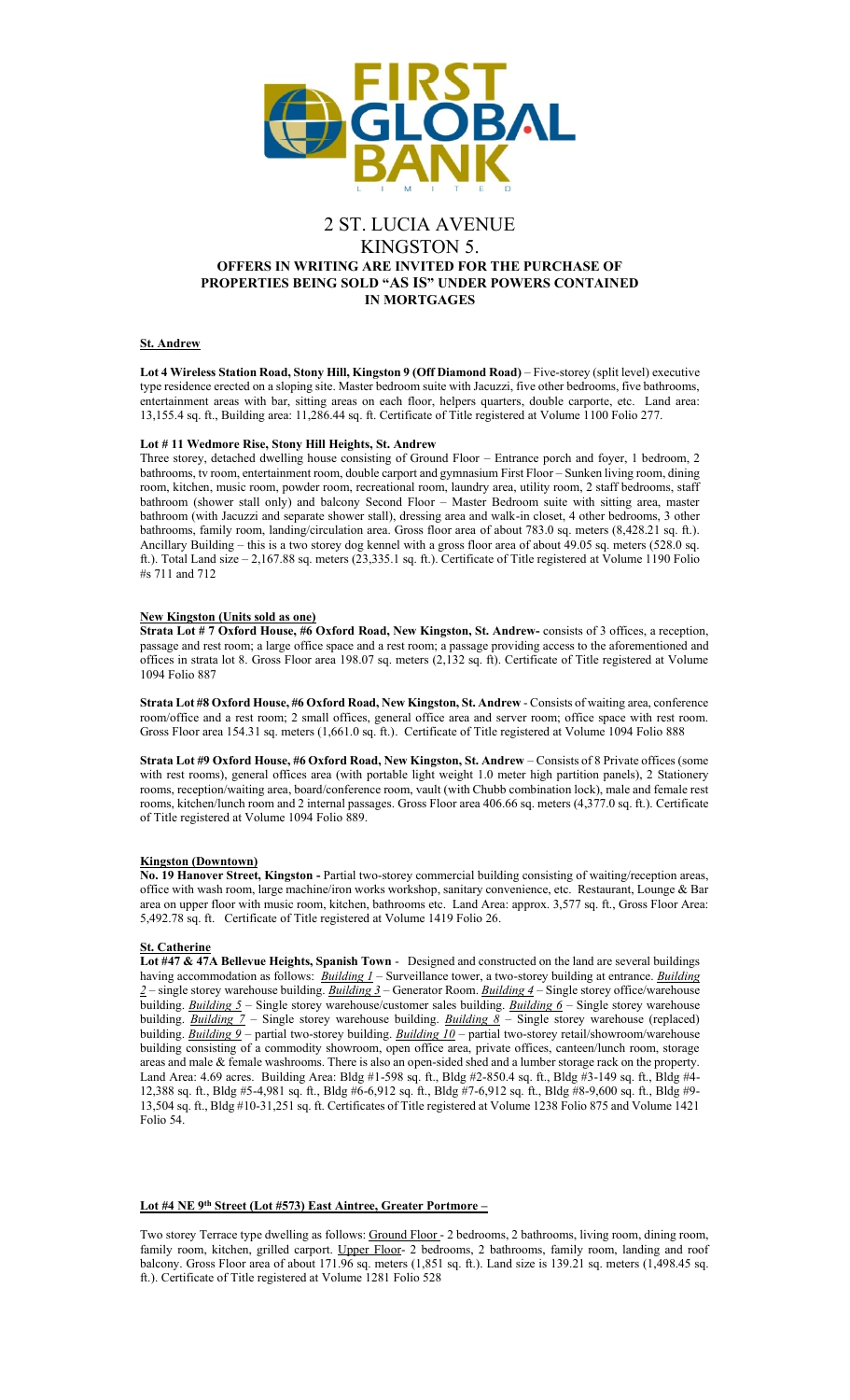# FIRST GLOBAL BANK LIMITED

# 2 ST. LUCIA AVENUE
# KINGSTON 5.

## OFFERS IN WRITING ARE INVITED FOR THE PURCHASE OF PROPERTIES BEING SOLD "AS IS" UNDER POWERS CONTAINED IN MORTGAGES

### St. Andrew

**Lot 4 Wireless Station Road, Stony Hill, Kingston 9 (Off Diamond Road)** – Five-storey (split level) executive type residence erected on a sloping site. Master bedroom suite with Jacuzzi, five other bedrooms, five bathrooms, entertainment areas with bar, sitting areas on each floor, helpers quarters, double carporte, etc. Land area: 13,155.4 sq. ft., Building area: 11,286.44 sq. ft. Certificate of Title registered at Volume 1100 Folio 277.

**Lot # 11 Wedmore Rise, Stony Hill Heights, St. Andrew**
Three storey, detached dwelling house consisting of Ground Floor – Entrance porch and foyer, 1 bedroom, 2 bathrooms, tv room, entertainment room, double carport and gymnasium First Floor – Sunken living room, dining room, kitchen, music room, powder room, recreational room, laundry area, utility room, 2 staff bedrooms, staff bathroom (shower stall only) and balcony Second Floor – Master Bedroom suite with sitting area, master bathroom (with Jacuzzi and separate shower stall), dressing area and walk-in closet, 4 other bedrooms, 3 other bathrooms, family room, landing/circulation area. Gross floor area of about 783.0 sq. meters (8,428.21 sq. ft.). Ancillary Building – this is a two storey dog kennel with a gross floor area of about 49.05 sq. meters (528.0 sq. ft.). Total Land size – 2,167.88 sq. meters (23,335.1 sq. ft.). Certificate of Title registered at Volume 1190 Folio #s 711 and 712

### New Kingston (Units sold as one)

**Strata Lot # 7 Oxford House, #6 Oxford Road, New Kingston, St. Andrew-** consists of 3 offices, a reception, passage and rest room; a large office space and a rest room; a passage providing access to the aforementioned and offices in strata lot 8. Gross Floor area 198.07 sq. meters (2,132 sq. ft). Certificate of Title registered at Volume 1094 Folio 887

**Strata Lot #8 Oxford House, #6 Oxford Road, New Kingston, St. Andrew** - Consists of waiting area, conference room/office and a rest room; 2 small offices, general office area and server room; office space with rest room. Gross Floor area 154.31 sq. meters (1,661.0 sq. ft.). Certificate of Title registered at Volume 1094 Folio 888

**Strata Lot #9 Oxford House, #6 Oxford Road, New Kingston, St. Andrew** – Consists of 8 Private offices (some with rest rooms), general offices area (with portable light weight 1.0 meter high partition panels), 2 Stationery rooms, reception/waiting area, board/conference room, vault (with Chubb combination lock), male and female rest rooms, kitchen/lunch room and 2 internal passages. Gross Floor area 406.66 sq. meters (4,377.0 sq. ft.). Certificate of Title registered at Volume 1094 Folio 889.

### Kingston (Downtown)

**No. 19 Hanover Street, Kingston -** Partial two-storey commercial building consisting of waiting/reception areas, office with wash room, large machine/iron works workshop, sanitary convenience, etc. Restaurant, Lounge & Bar area on upper floor with music room, kitchen, bathrooms etc. Land Area: approx. 3,577 sq. ft., Gross Floor Area: 5,492.78 sq. ft. Certificate of Title registered at Volume 1419 Folio 26.

### St. Catherine

**Lot #47 & 47A Bellevue Heights, Spanish Town** - Designed and constructed on the land are several buildings having accommodation as follows: *Building 1* – Surveillance tower, a two-storey building at entrance. *Building 2* – single storey warehouse building. *Building 3* – Generator Room. *Building 4* – Single storey office/warehouse building. *Building 5* – Single storey warehouse/customer sales building. *Building 6* – Single storey warehouse building. *Building 7* – Single storey warehouse building. *Building 8* – Single storey warehouse (replaced) building. *Building 9* – partial two-storey building. *Building 10* – partial two-storey retail/showroom/warehouse building consisting of a commodity showroom, open office area, private offices, canteen/lunch room, storage areas and male & female washrooms. There is also an open-sided shed and a lumber storage rack on the property. Land Area: 4.69 acres. Building Area: Bldg #1-598 sq. ft., Bldg #2-850.4 sq. ft., Bldg #3-149 sq. ft., Bldg #4-12,388 sq. ft., Bldg #5-4,981 sq. ft., Bldg #6-6,912 sq. ft., Bldg #7-6,912 sq. ft., Bldg #8-9,600 sq. ft., Bldg #9-13,504 sq. ft., Bldg #10-31,251 sq. ft. Certificates of Title registered at Volume 1238 Folio 875 and Volume 1421 Folio 54.

**Lot #4 NE 9th Street (Lot #573) East Aintree, Greater Portmore –**

Two storey Terrace type dwelling as follows: Ground Floor - 2 bedrooms, 2 bathrooms, living room, dining room, family room, kitchen, grilled carport. Upper Floor- 2 bedrooms, 2 bathrooms, family room, landing and roof balcony. Gross Floor area of about 171.96 sq. meters (1,851 sq. ft.). Land size is 139.21 sq. meters (1,498.45 sq. ft.). Certificate of Title registered at Volume 1281 Folio 528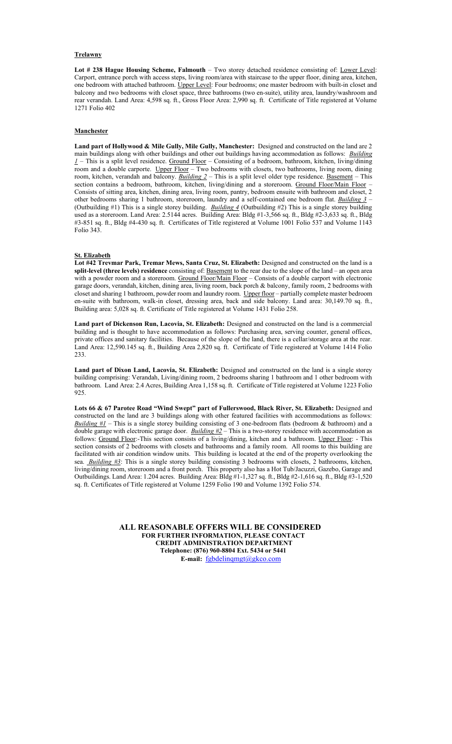### Trelawny

**Lot # 238 Hague Housing Scheme, Falmouth** – Two storey detached residence consisting of: Lower Level: Carport, entrance porch with access steps, living room/area with staircase to the upper floor, dining area, kitchen, one bedroom with attached bathroom. Upper Level: Four bedrooms; one master bedroom with built-in closet and balcony and two bedrooms with closet space, three bathrooms (two en-suite), utility area, laundry/washroom and rear verandah. Land Area: 4,598 sq. ft., Gross Floor Area: 2,990 sq. ft. Certificate of Title registered at Volume 1271 Folio 402

### Manchester

**Land part of Hollywood & Mile Gully, Mile Gully, Manchester:** Designed and constructed on the land are 2 main buildings along with other buildings and other out buildings having accommodation as follows: ***Building 1*** – This is a split level residence. Ground Floor – Consisting of a bedroom, bathroom, kitchen, living/dining room and a double carporte. Upper Floor – Two bedrooms with closets, two bathrooms, living room, dining room, kitchen, verandah and balcony. ***Building 2*** – This is a split level older type residence. Basement – This section contains a bedroom, bathroom, kitchen, living/dining and a storeroom. Ground Floor/Main Floor – Consists of sitting area, kitchen, dining area, living room, pantry, bedroom ensuite with bathroom and closet, 2 other bedrooms sharing 1 bathroom, storeroom, laundry and a self-contained one bedroom flat. ***Building 3*** – (Outbuilding #1) This is a single storey building. ***Building 4*** (Outbuilding #2) This is a single storey building used as a storeroom. Land Area: 2.5144 acres. Building Area: Bldg #1-3,566 sq. ft., Bldg #2-3,633 sq. ft., Bldg #3-851 sq. ft., Bldg #4-430 sq. ft. Certificates of Title registered at Volume 1001 Folio 537 and Volume 1143 Folio 343.

### St. Elizabeth

**Lot #42 Trevmar Park, Tremar Mews, Santa Cruz, St. Elizabeth:** Designed and constructed on the land is a **split-level (three levels) residence** consisting of: Basement to the rear due to the slope of the land – an open area with a powder room and a storeroom. Ground Floor/Main Floor – Consists of a double carport with electronic garage doors, verandah, kitchen, dining area, living room, back porch & balcony, family room, 2 bedrooms with closet and sharing 1 bathroom, powder room and laundry room. Upper floor – partially complete master bedroom en-suite with bathroom, walk-in closet, dressing area, back and side balcony. Land area: 30,149.70 sq. ft., Building area: 5,028 sq. ft. Certificate of Title registered at Volume 1431 Folio 258.

**Land part of Dickenson Run, Lacovia, St. Elizabeth:** Designed and constructed on the land is a commercial building and is thought to have accommodation as follows: Purchasing area, serving counter, general offices, private offices and sanitary facilities. Because of the slope of the land, there is a cellar/storage area at the rear. Land Area: 12,590.145 sq. ft., Building Area 2,820 sq. ft. Certificate of Title registered at Volume 1414 Folio 233.

**Land part of Dixon Land, Lacovia, St. Elizabeth:** Designed and constructed on the land is a single storey building comprising: Verandah, Living/dining room, 2 bedrooms sharing 1 bathroom and 1 other bedroom with bathroom. Land Area: 2.4 Acres, Building Area 1,158 sq. ft. Certificate of Title registered at Volume 1223 Folio 925.

**Lots 66 & 67 Parotee Road "Wind Swept" part of Fullerswood, Black River, St. Elizabeth:** Designed and constructed on the land are 3 buildings along with other featured facilities with accommodations as follows: ***Building #1*** – This is a single storey building consisting of 3 one-bedroom flats (bedroom & bathroom) and a double garage with electronic garage door. ***Building #2*** – This is a two-storey residence with accommodation as follows: Ground Floor:-This section consists of a living/dining, kitchen and a bathroom. Upper Floor: - This section consists of 2 bedrooms with closets and bathrooms and a family room. All rooms to this building are facilitated with air condition window units. This building is located at the end of the property overlooking the sea. ***Building #3***: This is a single storey building consisting 3 bedrooms with closets, 2 bathrooms, kitchen, living/dining room, storeroom and a front porch. This property also has a Hot Tub/Jacuzzi, Gazebo, Garage and Outbuildings. Land Area: 1.204 acres. Building Area: Bldg #1-1,327 sq. ft., Bldg #2-1,616 sq. ft., Bldg #3-1,520 sq. ft. Certificates of Title registered at Volume 1259 Folio 190 and Volume 1392 Folio 574.

**ALL REASONABLE OFFERS WILL BE CONSIDERED**
**FOR FURTHER INFORMATION, PLEASE CONTACT**
**CREDIT ADMINISTRATION DEPARTMENT**
**Telephone: (876) 960-8804 Ext. 5434 or 5441**
**E-mail:** fgbdelinqmgt@gkco.com